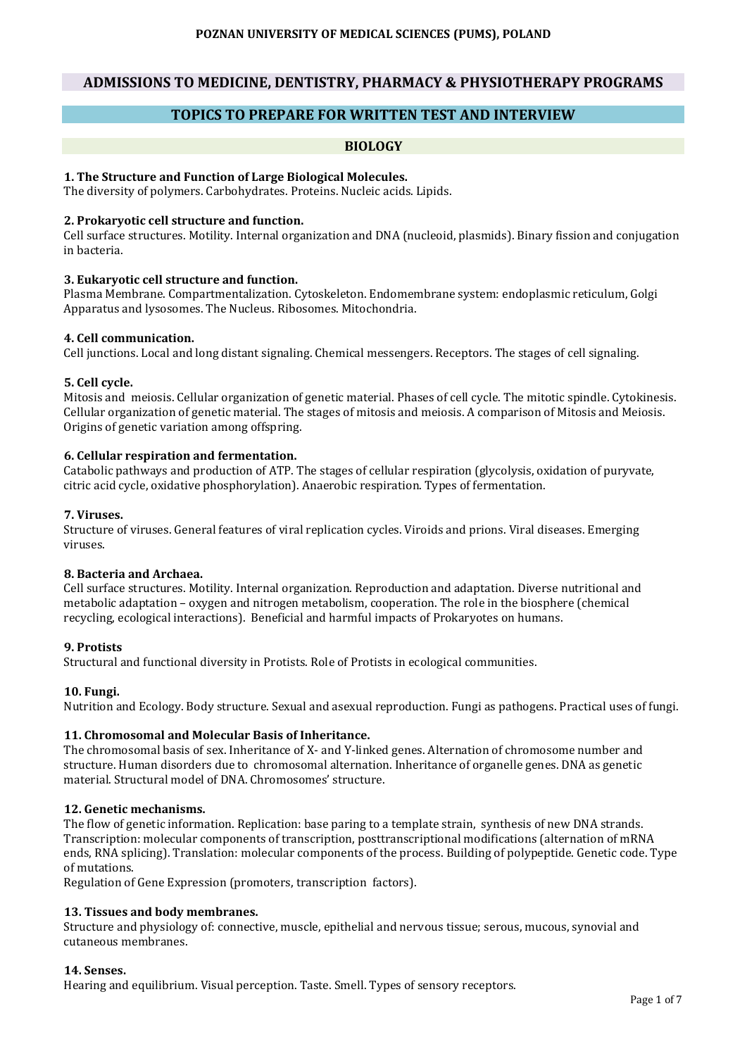**POZNAN UNIVERSITY OF MEDICAL SCIENCES (PUMS), POLAND**

# ADMISSIONS TO MEDICINE, DENTISTRY, PHARMACY & PHYSIOTHERAPY PROGRAMS

## TOPICS TO PREPARE FOR WRITTEN TEST AND INTERVIEW

### BIOLOGY

**1. The Structure and Function of Large Biological Molecules.**
The diversity of polymers. Carbohydrates. Proteins. Nucleic acids. Lipids.

**2. Prokaryotic cell structure and function.**
Cell surface structures. Motility. Internal organization and DNA (nucleoid, plasmids). Binary fission and conjugation in bacteria.

**3. Eukaryotic cell structure and function.**
Plasma Membrane. Compartmentalization. Cytoskeleton. Endomembrane system: endoplasmic reticulum, Golgi Apparatus and lysosomes. The Nucleus. Ribosomes. Mitochondria.

**4. Cell communication.**
Cell junctions. Local and long distant signaling. Chemical messengers. Receptors. The stages of cell signaling.

**5. Cell cycle.**
Mitosis and meiosis. Cellular organization of genetic material. Phases of cell cycle. The mitotic spindle. Cytokinesis. Cellular organization of genetic material. The stages of mitosis and meiosis. A comparison of Mitosis and Meiosis. Origins of genetic variation among offspring.

**6. Cellular respiration and fermentation.**
Catabolic pathways and production of ATP. The stages of cellular respiration (glycolysis, oxidation of puryvate, citric acid cycle, oxidative phosphorylation). Anaerobic respiration. Types of fermentation.

**7. Viruses.**
Structure of viruses. General features of viral replication cycles. Viroids and prions. Viral diseases. Emerging viruses.

**8. Bacteria and Archaea.**
Cell surface structures. Motility. Internal organization. Reproduction and adaptation. Diverse nutritional and metabolic adaptation – oxygen and nitrogen metabolism, cooperation. The role in the biosphere (chemical recycling, ecological interactions). Beneficial and harmful impacts of Prokaryotes on humans.

**9. Protists**
Structural and functional diversity in Protists. Role of Protists in ecological communities.

**10. Fungi.**
Nutrition and Ecology. Body structure. Sexual and asexual reproduction. Fungi as pathogens. Practical uses of fungi.

**11. Chromosomal and Molecular Basis of Inheritance.**
The chromosomal basis of sex. Inheritance of X- and Y-linked genes. Alternation of chromosome number and structure. Human disorders due to chromosomal alternation. Inheritance of organelle genes. DNA as genetic material. Structural model of DNA. Chromosomes' structure.

**12. Genetic mechanisms.**
The flow of genetic information. Replication: base paring to a template strain, synthesis of new DNA strands. Transcription: molecular components of transcription, posttranscriptional modifications (alternation of mRNA ends, RNA splicing). Translation: molecular components of the process. Building of polypeptide. Genetic code. Type of mutations.
Regulation of Gene Expression (promoters, transcription factors).

**13. Tissues and body membranes.**
Structure and physiology of: connective, muscle, epithelial and nervous tissue; serous, mucous, synovial and cutaneous membranes.

**14. Senses.**
Hearing and equilibrium. Visual perception. Taste. Smell. Types of sensory receptors.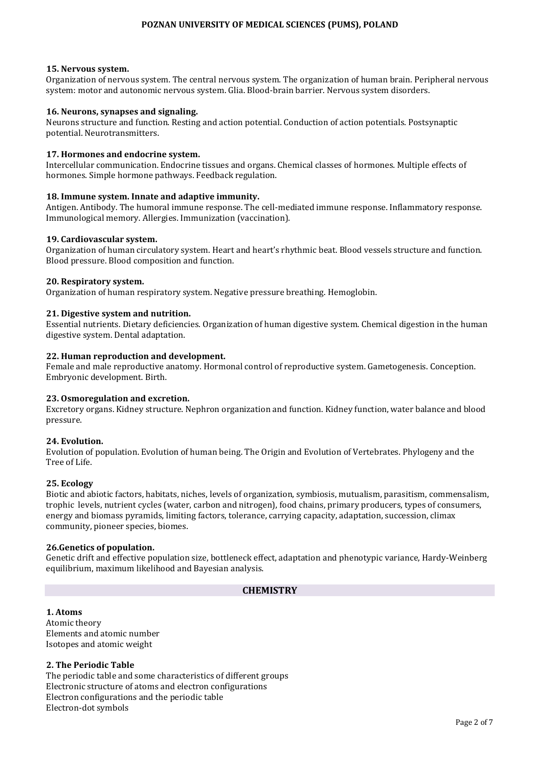#### 15. Nervous system.

Organization of nervous system. The central nervous system. The organization of human brain. Peripheral nervous system: motor and autonomic nervous system. Glia. Blood-brain barrier. Nervous system disorders.

#### 16. Neurons, synapses and signaling.

Neurons structure and function. Resting and action potential. Conduction of action potentials. Postsynaptic potential. Neurotransmitters.

#### 17. Hormones and endocrine system.

Intercellular communication. Endocrine tissues and organs. Chemical classes of hormones. Multiple effects of hormones. Simple hormone pathways. Feedback regulation.

#### 18. Immune system. Innate and adaptive immunity.

Antigen. Antibody. The humoral immune response. The cell-mediated immune response. Inflammatory response. Immunological memory. Allergies. Immunization (vaccination).

#### 19. Cardiovascular system.

Organization of human circulatory system. Heart and heart's rhythmic beat. Blood vessels structure and function. Blood pressure. Blood composition and function.

#### 20. Respiratory system.

Organization of human respiratory system. Negative pressure breathing. Hemoglobin.

#### 21. Digestive system and nutrition.

Essential nutrients. Dietary deficiencies. Organization of human digestive system. Chemical digestion in the human digestive system. Dental adaptation.

#### 22. Human reproduction and development.

Female and male reproductive anatomy. Hormonal control of reproductive system. Gametogenesis. Conception. Embryonic development. Birth.

#### 23. Osmoregulation and excretion.

Excretory organs. Kidney structure. Nephron organization and function. Kidney function, water balance and blood pressure.

#### 24. Evolution.

Evolution of population. Evolution of human being. The Origin and Evolution of Vertebrates. Phylogeny and the Tree of Life.

#### 25. Ecology

Biotic and abiotic factors, habitats, niches, levels of organization, symbiosis, mutualism, parasitism, commensalism, trophic levels, nutrient cycles (water, carbon and nitrogen), food chains, primary producers, types of consumers, energy and biomass pyramids, limiting factors, tolerance, carrying capacity, adaptation, succession, climax community, pioneer species, biomes.

#### 26.Genetics of population.

Genetic drift and effective population size, bottleneck effect, adaptation and phenotypic variance, Hardy-Weinberg equilibrium, maximum likelihood and Bayesian analysis.

## CHEMISTRY

#### 1. Atoms

Atomic theory
Elements and atomic number
Isotopes and atomic weight

#### 2. The Periodic Table

The periodic table and some characteristics of different groups
Electronic structure of atoms and electron configurations
Electron configurations and the periodic table
Electron-dot symbols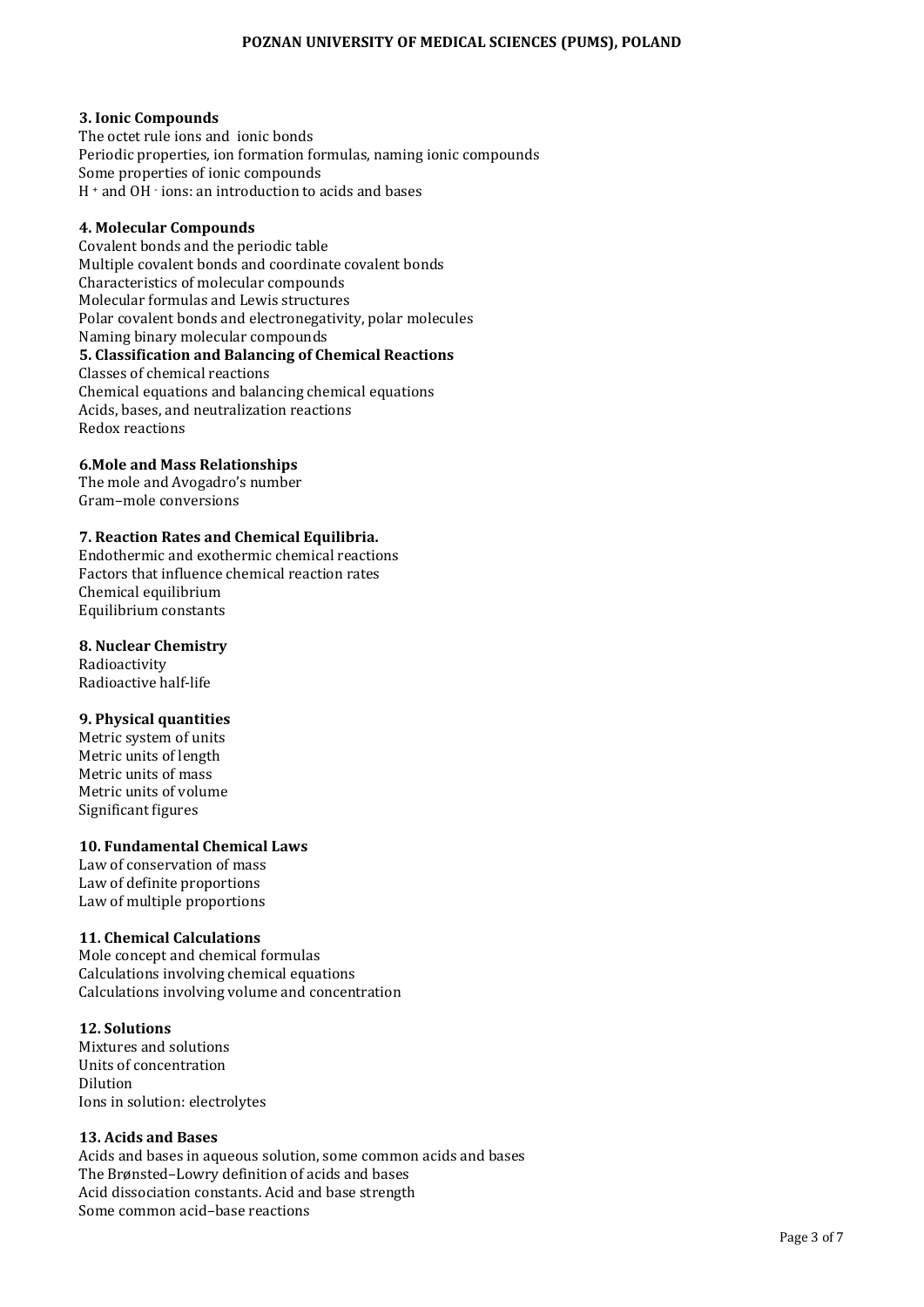### 3. Ionic Compounds

The octet rule ions and ionic bonds
Periodic properties, ion formation formulas, naming ionic compounds
Some properties of ionic compounds
$H^+$ and $OH^-$ ions: an introduction to acids and bases

### 4. Molecular Compounds

Covalent bonds and the periodic table
Multiple covalent bonds and coordinate covalent bonds
Characteristics of molecular compounds
Molecular formulas and Lewis structures
Polar covalent bonds and electronegativity, polar molecules
Naming binary molecular compounds

### 5. Classification and Balancing of Chemical Reactions

Classes of chemical reactions
Chemical equations and balancing chemical equations
Acids, bases, and neutralization reactions
Redox reactions

### 6.Mole and Mass Relationships

The mole and Avogadro's number
Gram–mole conversions

### 7. Reaction Rates and Chemical Equilibria.

Endothermic and exothermic chemical reactions
Factors that influence chemical reaction rates
Chemical equilibrium
Equilibrium constants

### 8. Nuclear Chemistry

Radioactivity
Radioactive half-life

### 9. Physical quantities

Metric system of units
Metric units of length
Metric units of mass
Metric units of volume
Significant figures

### 10. Fundamental Chemical Laws

Law of conservation of mass
Law of definite proportions
Law of multiple proportions

### 11. Chemical Calculations

Mole concept and chemical formulas
Calculations involving chemical equations
Calculations involving volume and concentration

### 12. Solutions

Mixtures and solutions
Units of concentration
Dilution
Ions in solution: electrolytes

### 13. Acids and Bases

Acids and bases in aqueous solution, some common acids and bases
The Brønsted–Lowry definition of acids and bases
Acid dissociation constants. Acid and base strength
Some common acid–base reactions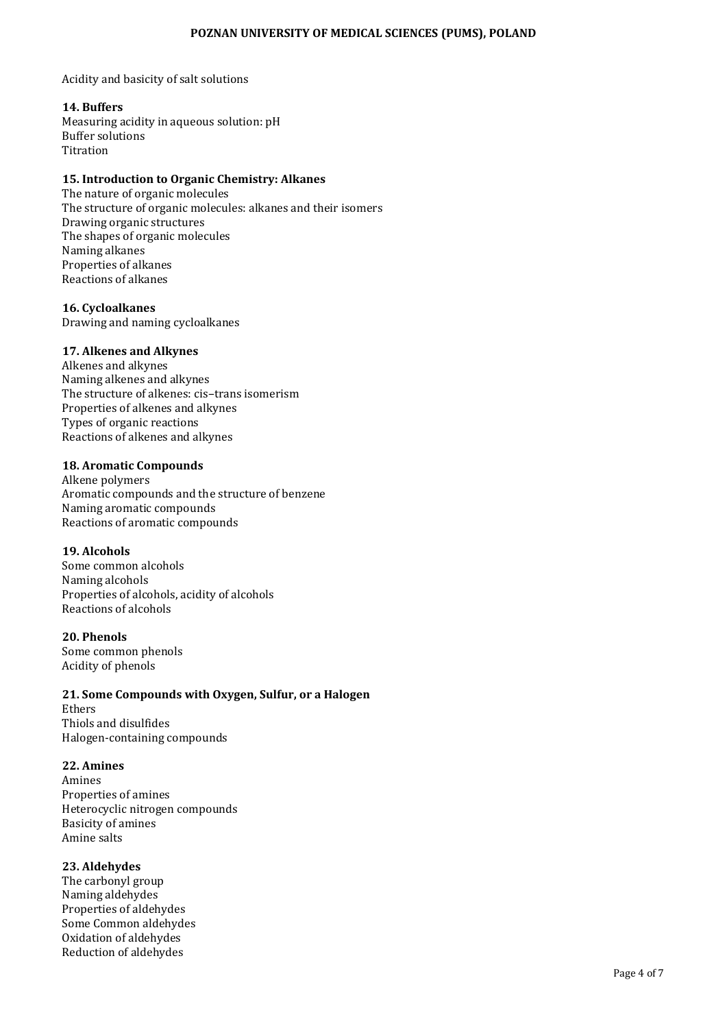Acidity and basicity of salt solutions

**14. Buffers**

Measuring acidity in aqueous solution: pH
Buffer solutions
Titration

**15. Introduction to Organic Chemistry: Alkanes**

The nature of organic molecules
The structure of organic molecules: alkanes and their isomers
Drawing organic structures
The shapes of organic molecules
Naming alkanes
Properties of alkanes
Reactions of alkanes

**16. Cycloalkanes**

Drawing and naming cycloalkanes

**17. Alkenes and Alkynes**

Alkenes and alkynes
Naming alkenes and alkynes
The structure of alkenes: cis–trans isomerism
Properties of alkenes and alkynes
Types of organic reactions
Reactions of alkenes and alkynes

**18. Aromatic Compounds**

Alkene polymers
Aromatic compounds and the structure of benzene
Naming aromatic compounds
Reactions of aromatic compounds

**19. Alcohols**

Some common alcohols
Naming alcohols
Properties of alcohols, acidity of alcohols
Reactions of alcohols

**20. Phenols**

Some common phenols
Acidity of phenols

**21. Some Compounds with Oxygen, Sulfur, or a Halogen**

Ethers
Thiols and disulfides
Halogen-containing compounds

**22. Amines**

Amines
Properties of amines
Heterocyclic nitrogen compounds
Basicity of amines
Amine salts

**23. Aldehydes**

The carbonyl group
Naming aldehydes
Properties of aldehydes
Some Common aldehydes
Oxidation of aldehydes
Reduction of aldehydes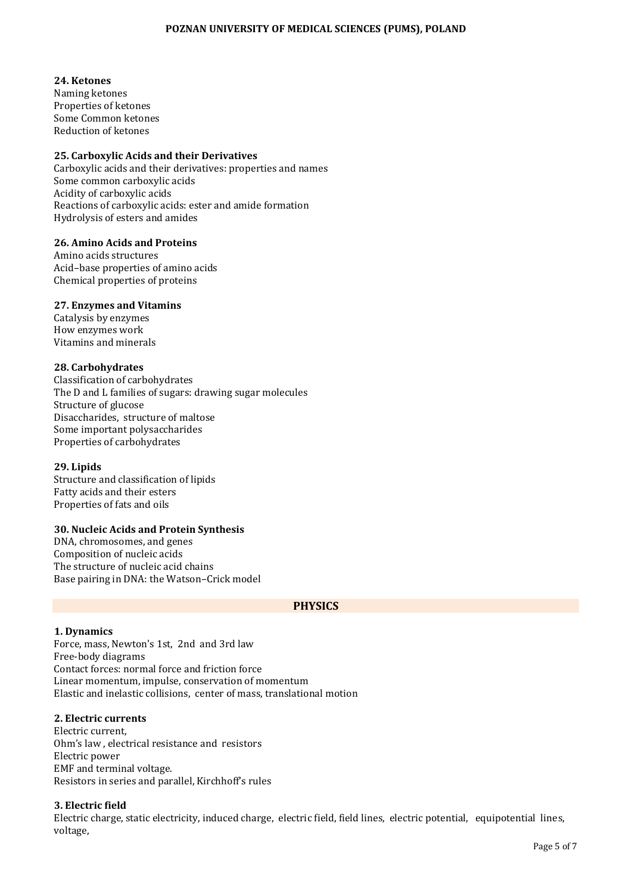#### 24. Ketones

Naming ketones
Properties of ketones
Some Common ketones
Reduction of ketones

#### 25. Carboxylic Acids and their Derivatives

Carboxylic acids and their derivatives: properties and names
Some common carboxylic acids
Acidity of carboxylic acids
Reactions of carboxylic acids: ester and amide formation
Hydrolysis of esters and amides

#### 26. Amino Acids and Proteins

Amino acids structures
Acid–base properties of amino acids
Chemical properties of proteins

#### 27. Enzymes and Vitamins

Catalysis by enzymes
How enzymes work
Vitamins and minerals

#### 28. Carbohydrates

Classification of carbohydrates
The D and L families of sugars: drawing sugar molecules
Structure of glucose
Disaccharides, structure of maltose
Some important polysaccharides
Properties of carbohydrates

#### 29. Lipids

Structure and classification of lipids
Fatty acids and their esters
Properties of fats and oils

#### 30. Nucleic Acids and Protein Synthesis

DNA, chromosomes, and genes
Composition of nucleic acids
The structure of nucleic acid chains
Base pairing in DNA: the Watson–Crick model

## PHYSICS

#### 1. Dynamics

Force, mass, Newton's 1st, 2nd and 3rd law
Free-body diagrams
Contact forces: normal force and friction force
Linear momentum, impulse, conservation of momentum
Elastic and inelastic collisions, center of mass, translational motion

#### 2. Electric currents

Electric current,
Ohm's law , electrical resistance and resistors
Electric power
EMF and terminal voltage.
Resistors in series and parallel, Kirchhoff's rules

#### 3. Electric field

Electric charge, static electricity, induced charge, electric field, field lines, electric potential, equipotential lines, voltage,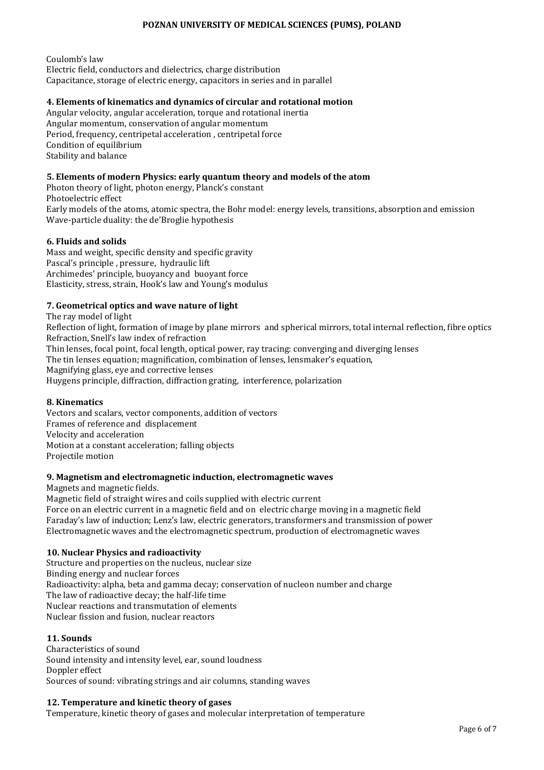Coulomb's law
Electric field, conductors and dielectrics, charge distribution
Capacitance, storage of electric energy, capacitors in series and in parallel

**4. Elements of kinematics and dynamics of circular and rotational motion**

Angular velocity, angular acceleration, torque and rotational inertia
Angular momentum, conservation of angular momentum
Period, frequency, centripetal acceleration , centripetal force
Condition of equilibrium
Stability and balance

**5. Elements of modern Physics: early quantum theory and models of the atom**

Photon theory of light, photon energy, Planck's constant
Photoelectric effect
Early models of the atoms, atomic spectra, the Bohr model: energy levels, transitions, absorption and emission
Wave-particle duality: the de'Broglie hypothesis

**6. Fluids and solids**

Mass and weight, specific density and specific gravity
Pascal's principle , pressure, hydraulic lift
Archimedes' principle, buoyancy and buoyant force
Elasticity, stress, strain, Hook's law and Young's modulus

**7. Geometrical optics and wave nature of light**

The ray model of light
Reflection of light, formation of image by plane mirrors and spherical mirrors, total internal reflection, fibre optics
Refraction, Snell's law index of refraction
Thin lenses, focal point, focal length, optical power, ray tracing: converging and diverging lenses
The tin lenses equation; magnification, combination of lenses, lensmaker's equation,
Magnifying glass, eye and corrective lenses
Huygens principle, diffraction, diffraction grating, interference, polarization

**8. Kinematics**

Vectors and scalars, vector components, addition of vectors
Frames of reference and displacement
Velocity and acceleration
Motion at a constant acceleration; falling objects
Projectile motion

**9. Magnetism and electromagnetic induction, electromagnetic waves**

Magnets and magnetic fields.
Magnetic field of straight wires and coils supplied with electric current
Force on an electric current in a magnetic field and on electric charge moving in a magnetic field
Faraday's law of induction; Lenz's law, electric generators, transformers and transmission of power
Electromagnetic waves and the electromagnetic spectrum, production of electromagnetic waves

**10. Nuclear Physics and radioactivity**

Structure and properties on the nucleus, nuclear size
Binding energy and nuclear forces
Radioactivity: alpha, beta and gamma decay; conservation of nucleon number and charge
The law of radioactive decay; the half-life time
Nuclear reactions and transmutation of elements
Nuclear fission and fusion, nuclear reactors

**11. Sounds**

Characteristics of sound
Sound intensity and intensity level, ear, sound loudness
Doppler effect
Sources of sound: vibrating strings and air columns, standing waves

**12. Temperature and kinetic theory of gases**

Temperature, kinetic theory of gases and molecular interpretation of temperature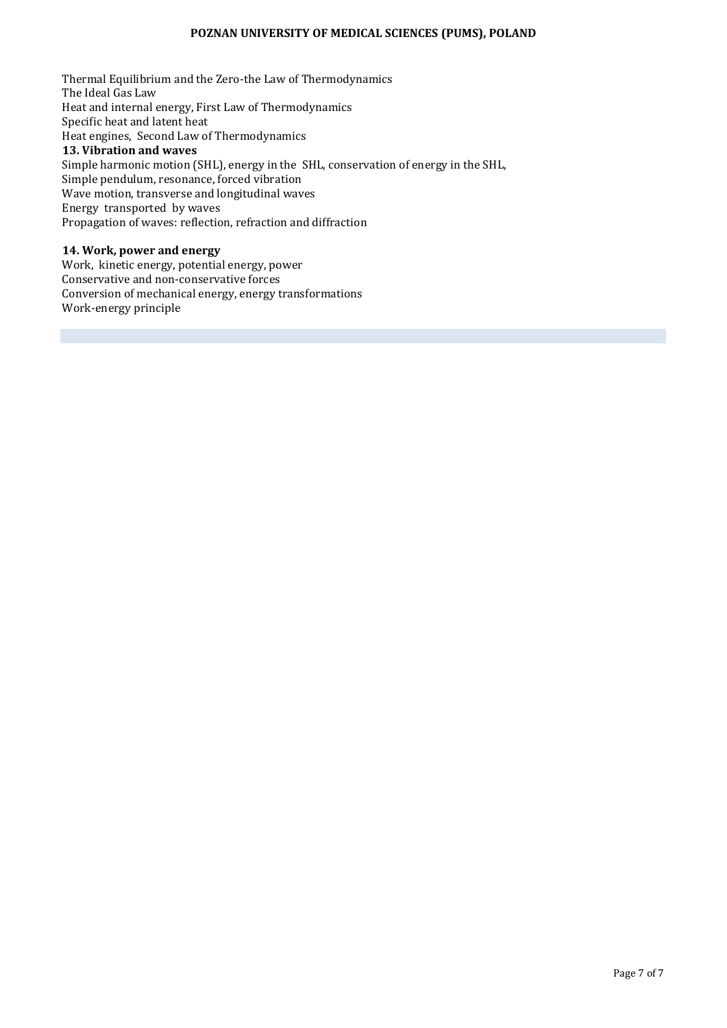Thermal Equilibrium and the Zero-the Law of Thermodynamics
The Ideal Gas Law
Heat and internal energy, First Law of Thermodynamics
Specific heat and latent heat
Heat engines, Second Law of Thermodynamics

**13. Vibration and waves**

Simple harmonic motion (SHL), energy in the SHL, conservation of energy in the SHL,
Simple pendulum, resonance, forced vibration
Wave motion, transverse and longitudinal waves
Energy transported by waves
Propagation of waves: reflection, refraction and diffraction

**14. Work, power and energy**

Work, kinetic energy, potential energy, power
Conservative and non-conservative forces
Conversion of mechanical energy, energy transformations
Work-energy principle